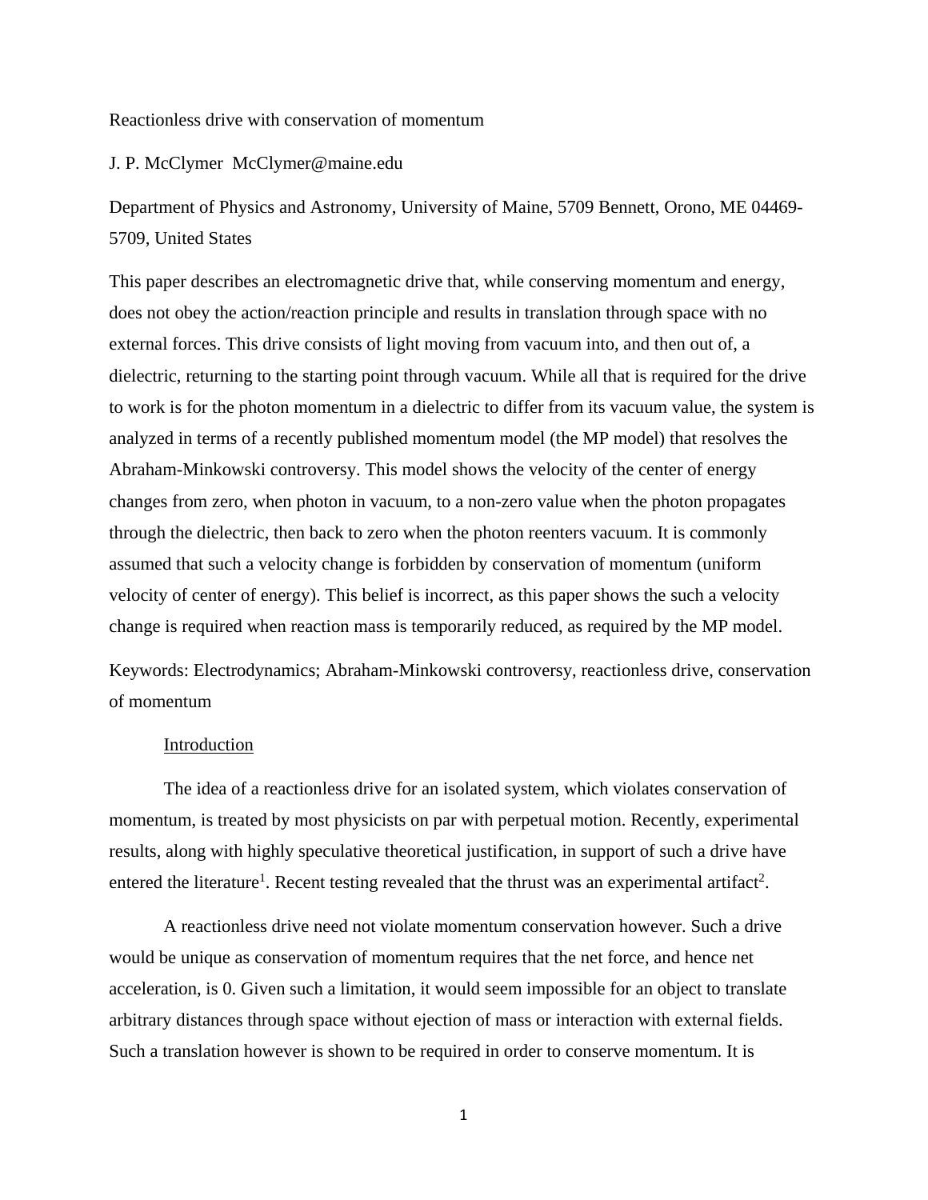# Reactionless drive with conservation of momentum

J. P. McClymer McClymer@maine.edu

Department of Physics and Astronomy, University of Maine, 5709 Bennett, Orono, ME 04469-5709, United States

This paper describes an electromagnetic drive that, while conserving momentum and energy, does not obey the action/reaction principle and results in translation through space with no external forces. This drive consists of light moving from vacuum into, and then out of, a dielectric, returning to the starting point through vacuum. While all that is required for the drive to work is for the photon momentum in a dielectric to differ from its vacuum value, the system is analyzed in terms of a recently published momentum model (the MP model) that resolves the Abraham-Minkowski controversy. This model shows the velocity of the center of energy changes from zero, when photon in vacuum, to a non-zero value when the photon propagates through the dielectric, then back to zero when the photon reenters vacuum. It is commonly assumed that such a velocity change is forbidden by conservation of momentum (uniform velocity of center of energy). This belief is incorrect, as this paper shows the such a velocity change is required when reaction mass is temporarily reduced, as required by the MP model.

Keywords: Electrodynamics; Abraham-Minkowski controversy, reactionless drive, conservation of momentum

## Introduction

The idea of a reactionless drive for an isolated system, which violates conservation of momentum, is treated by most physicists on par with perpetual motion. Recently, experimental results, along with highly speculative theoretical justification, in support of such a drive have entered the literature[1]. Recent testing revealed that the thrust was an experimental artifact[2].

A reactionless drive need not violate momentum conservation however. Such a drive would be unique as conservation of momentum requires that the net force, and hence net acceleration, is 0. Given such a limitation, it would seem impossible for an object to translate arbitrary distances through space without ejection of mass or interaction with external fields. Such a translation however is shown to be required in order to conserve momentum. It is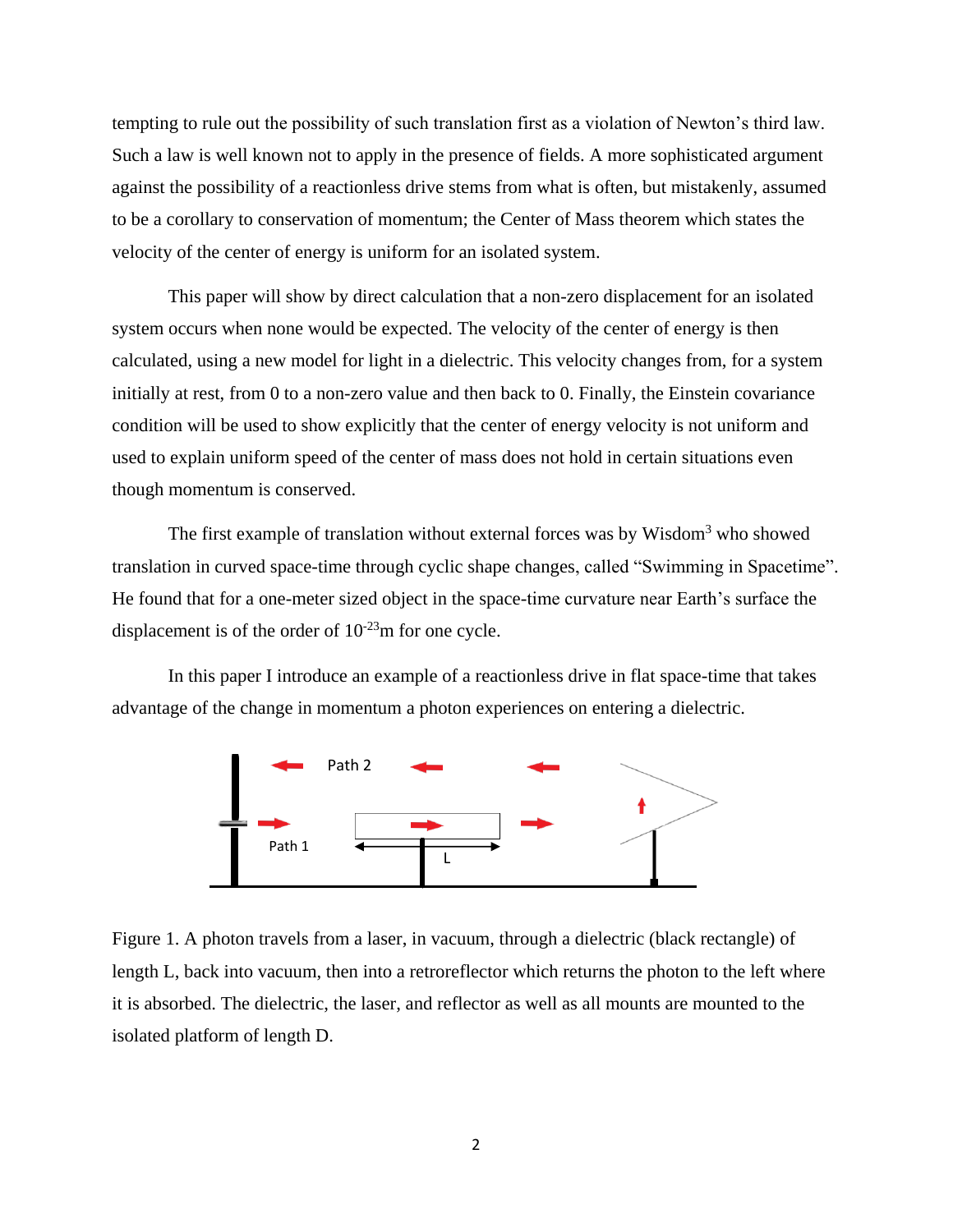tempting to rule out the possibility of such translation first as a violation of Newton's third law. Such a law is well known not to apply in the presence of fields. A more sophisticated argument against the possibility of a reactionless drive stems from what is often, but mistakenly, assumed to be a corollary to conservation of momentum; the Center of Mass theorem which states the velocity of the center of energy is uniform for an isolated system.

This paper will show by direct calculation that a non-zero displacement for an isolated system occurs when none would be expected. The velocity of the center of energy is then calculated, using a new model for light in a dielectric. This velocity changes from, for a system initially at rest, from 0 to a non-zero value and then back to 0. Finally, the Einstein covariance condition will be used to show explicitly that the center of energy velocity is not uniform and used to explain uniform speed of the center of mass does not hold in certain situations even though momentum is conserved.

The first example of translation without external forces was by Wisdom[3] who showed translation in curved space-time through cyclic shape changes, called "Swimming in Spacetime". He found that for a one-meter sized object in the space-time curvature near Earth's surface the displacement is of the order of $10^{-23}$m for one cycle.

In this paper I introduce an example of a reactionless drive in flat space-time that takes advantage of the change in momentum a photon experiences on entering a dielectric.

Figure 1. A photon travels from a laser, in vacuum, through a dielectric (black rectangle) of length L, back into vacuum, then into a retroreflector which returns the photon to the left where it is absorbed. The dielectric, the laser, and reflector as well as all mounts are mounted to the isolated platform of length D.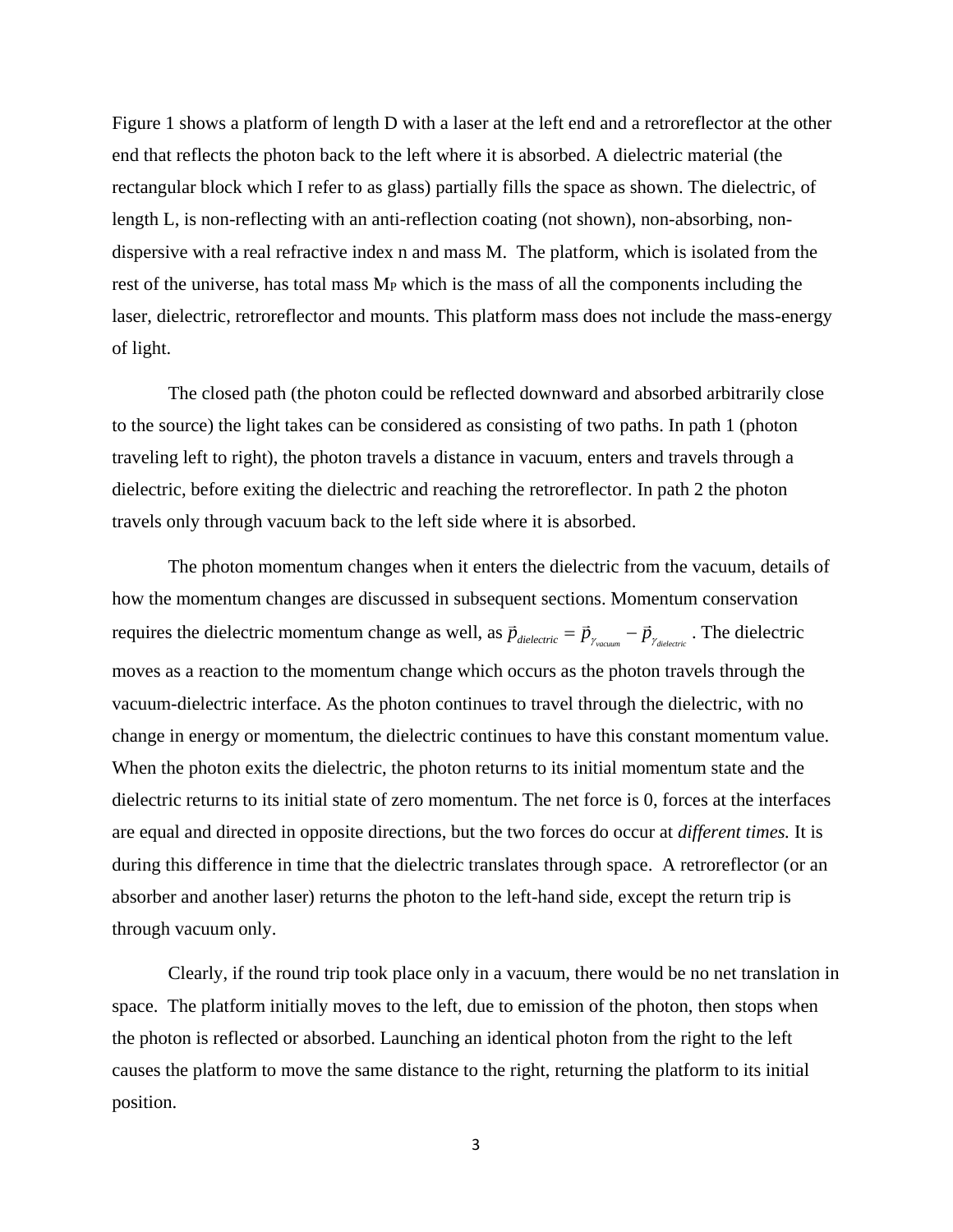Figure 1 shows a platform of length D with a laser at the left end and a retroreflector at the other end that reflects the photon back to the left where it is absorbed. A dielectric material (the rectangular block which I refer to as glass) partially fills the space as shown. The dielectric, of length L, is non-reflecting with an anti-reflection coating (not shown), non-absorbing, non-dispersive with a real refractive index n and mass M. The platform, which is isolated from the rest of the universe, has total mass $M_P$ which is the mass of all the components including the laser, dielectric, retroreflector and mounts. This platform mass does not include the mass-energy of light.

The closed path (the photon could be reflected downward and absorbed arbitrarily close to the source) the light takes can be considered as consisting of two paths. In path 1 (photon traveling left to right), the photon travels a distance in vacuum, enters and travels through a dielectric, before exiting the dielectric and reaching the retroreflector. In path 2 the photon travels only through vacuum back to the left side where it is absorbed.

The photon momentum changes when it enters the dielectric from the vacuum, details of how the momentum changes are discussed in subsequent sections. Momentum conservation requires the dielectric momentum change as well, as $\vec{p}_{dielectric} = \vec{p}_{\gamma_{vacuum}} - \vec{p}_{\gamma_{dielectric}}$. The dielectric moves as a reaction to the momentum change which occurs as the photon travels through the vacuum-dielectric interface. As the photon continues to travel through the dielectric, with no change in energy or momentum, the dielectric continues to have this constant momentum value. When the photon exits the dielectric, the photon returns to its initial momentum state and the dielectric returns to its initial state of zero momentum. The net force is 0, forces at the interfaces are equal and directed in opposite directions, but the two forces do occur at *different times.* It is during this difference in time that the dielectric translates through space. A retroreflector (or an absorber and another laser) returns the photon to the left-hand side, except the return trip is through vacuum only.

Clearly, if the round trip took place only in a vacuum, there would be no net translation in space. The platform initially moves to the left, due to emission of the photon, then stops when the photon is reflected or absorbed. Launching an identical photon from the right to the left causes the platform to move the same distance to the right, returning the platform to its initial position.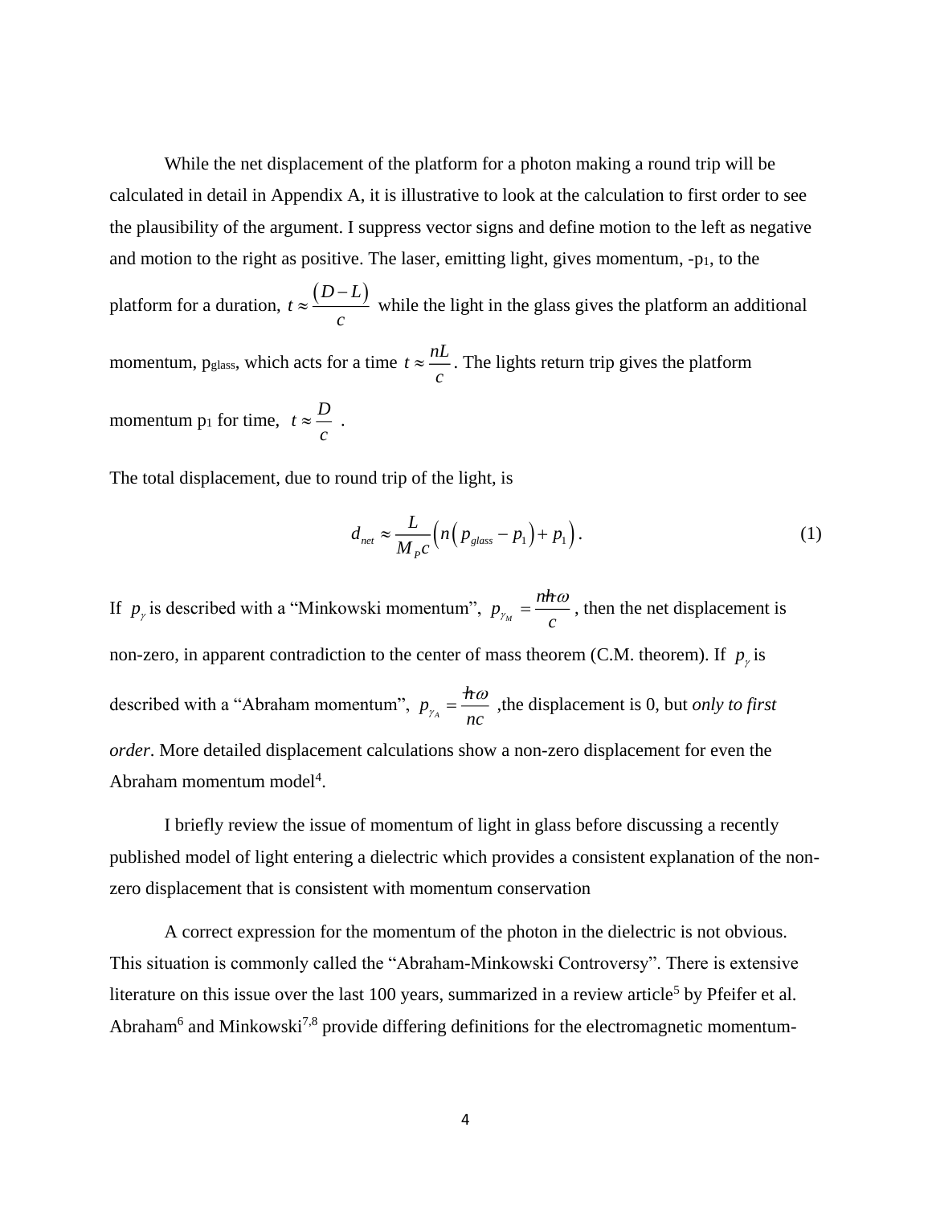While the net displacement of the platform for a photon making a round trip will be calculated in detail in Appendix A, it is illustrative to look at the calculation to first order to see the plausibility of the argument. I suppress vector signs and define motion to the left as negative and motion to the right as positive. The laser, emitting light, gives momentum, $-p_1$, to the platform for a duration, $t \approx \frac{(D-L)}{c}$ while the light in the glass gives the platform an additional momentum, $p_{glass}$, which acts for a time $t \approx \frac{nL}{c}$. The lights return trip gives the platform momentum $p_1$ for time, $t \approx \frac{D}{c}$ .

The total displacement, due to round trip of the light, is

$$d_{net} \approx \frac{L}{M_P c}\left(n\left(p_{glass} - p_1\right) + p_1\right). \tag{1}$$

If $p_\gamma$ is described with a "Minkowski momentum", $p_{\gamma_M} = \frac{n\hbar\omega}{c}$ , then the net displacement is non-zero, in apparent contradiction to the center of mass theorem (C.M. theorem). If $p_\gamma$ is described with a "Abraham momentum", $p_{\gamma_A} = \frac{\hbar\omega}{nc}$ ,the displacement is 0, but *only to first order*. More detailed displacement calculations show a non-zero displacement for even the Abraham momentum model[4].

I briefly review the issue of momentum of light in glass before discussing a recently published model of light entering a dielectric which provides a consistent explanation of the non-zero displacement that is consistent with momentum conservation

A correct expression for the momentum of the photon in the dielectric is not obvious. This situation is commonly called the "Abraham-Minkowski Controversy". There is extensive literature on this issue over the last 100 years, summarized in a review article[5] by Pfeifer et al. Abraham[6] and Minkowski[7,8] provide differing definitions for the electromagnetic momentum-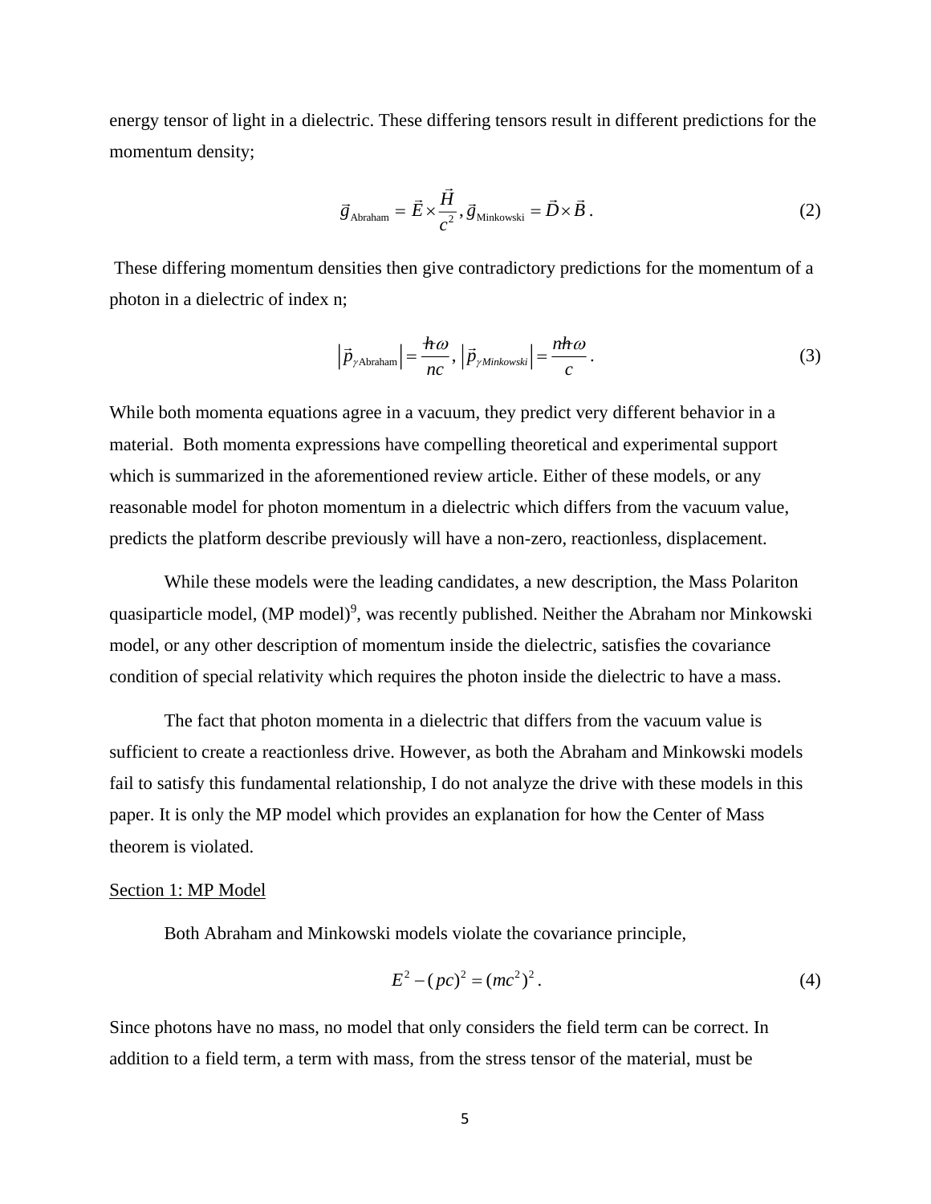energy tensor of light in a dielectric. These differing tensors result in different predictions for the momentum density;

$$\vec{g}_{\text{Abraham}} = \vec{E} \times \frac{\vec{H}}{c^2}, \vec{g}_{\text{Minkowski}} = \vec{D} \times \vec{B}. \tag{2}$$

These differing momentum densities then give contradictory predictions for the momentum of a photon in a dielectric of index n;

$$\left|\vec{p}_{\gamma\text{Abraham}}\right| = \frac{\hbar\omega}{nc}, \left|\vec{p}_{\gamma Minkowski}\right| = \frac{n\hbar\omega}{c}. \tag{3}$$

While both momenta equations agree in a vacuum, they predict very different behavior in a material. Both momenta expressions have compelling theoretical and experimental support which is summarized in the aforementioned review article. Either of these models, or any reasonable model for photon momentum in a dielectric which differs from the vacuum value, predicts the platform describe previously will have a non-zero, reactionless, displacement.

While these models were the leading candidates, a new description, the Mass Polariton quasiparticle model, (MP model)[9], was recently published. Neither the Abraham nor Minkowski model, or any other description of momentum inside the dielectric, satisfies the covariance condition of special relativity which requires the photon inside the dielectric to have a mass.

The fact that photon momenta in a dielectric that differs from the vacuum value is sufficient to create a reactionless drive. However, as both the Abraham and Minkowski models fail to satisfy this fundamental relationship, I do not analyze the drive with these models in this paper. It is only the MP model which provides an explanation for how the Center of Mass theorem is violated.

## Section 1: MP Model

Both Abraham and Minkowski models violate the covariance principle,

$$E^2 - (pc)^2 = (mc^2)^2. \tag{4}$$

Since photons have no mass, no model that only considers the field term can be correct. In addition to a field term, a term with mass, from the stress tensor of the material, must be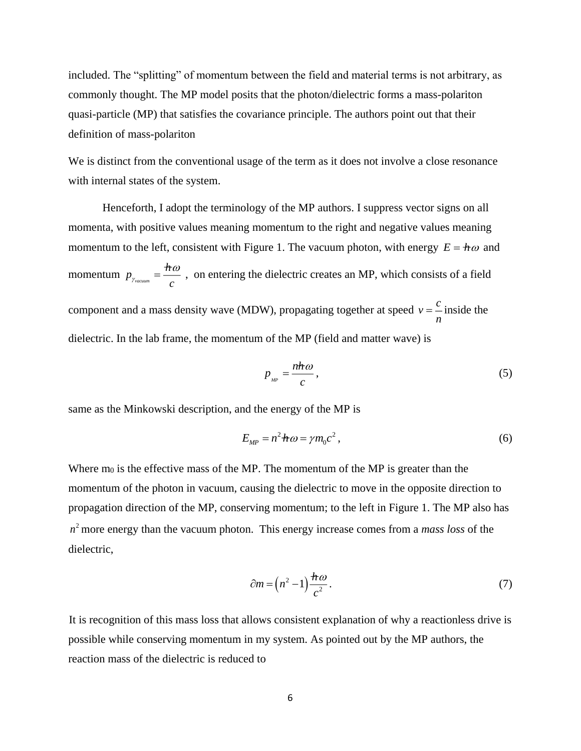included. The "splitting" of momentum between the field and material terms is not arbitrary, as commonly thought. The MP model posits that the photon/dielectric forms a mass-polariton quasi-particle (MP) that satisfies the covariance principle. The authors point out that their definition of mass-polariton

We is distinct from the conventional usage of the term as it does not involve a close resonance with internal states of the system.

Henceforth, I adopt the terminology of the MP authors. I suppress vector signs on all momenta, with positive values meaning momentum to the right and negative values meaning momentum to the left, consistent with Figure 1. The vacuum photon, with energy $E = \hbar\omega$ and momentum $p_{\gamma_{vacuum}} = \dfrac{\hbar\omega}{c}$ , on entering the dielectric creates an MP, which consists of a field component and a mass density wave (MDW), propagating together at speed $v = \dfrac{c}{n}$ inside the dielectric. In the lab frame, the momentum of the MP (field and matter wave) is

$$p_{MP} = \frac{n\hbar\omega}{c}, \tag{5}$$

same as the Minkowski description, and the energy of the MP is

$$E_{MP} = n^2\hbar\omega = \gamma m_0 c^2, \tag{6}$$

Where $m_0$ is the effective mass of the MP. The momentum of the MP is greater than the momentum of the photon in vacuum, causing the dielectric to move in the opposite direction to propagation direction of the MP, conserving momentum; to the left in Figure 1. The MP also has $n^2$ more energy than the vacuum photon. This energy increase comes from a *mass loss* of the dielectric,

$$\partial m = \left(n^2 - 1\right)\frac{\hbar\omega}{c^2}. \tag{7}$$

It is recognition of this mass loss that allows consistent explanation of why a reactionless drive is possible while conserving momentum in my system. As pointed out by the MP authors, the reaction mass of the dielectric is reduced to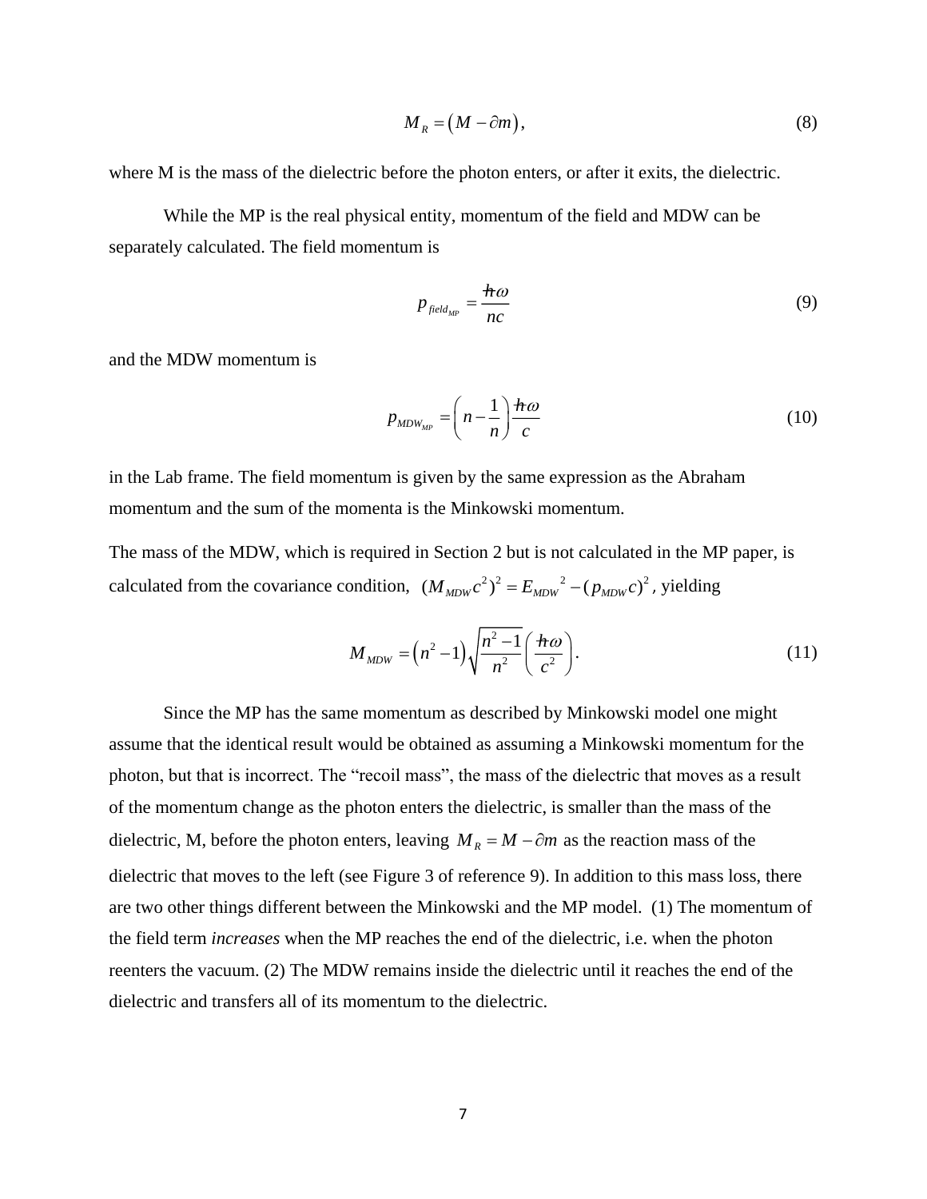$$M_R = \left(M - \partial m\right), \tag{8}$$

where M is the mass of the dielectric before the photon enters, or after it exits, the dielectric.

While the MP is the real physical entity, momentum of the field and MDW can be separately calculated. The field momentum is

$$p_{field_{MP}} = \frac{\hbar\omega}{nc} \tag{9}$$

and the MDW momentum is

$$p_{MDW_{MP}} = \left(n - \frac{1}{n}\right)\frac{\hbar\omega}{c} \tag{10}$$

in the Lab frame. The field momentum is given by the same expression as the Abraham momentum and the sum of the momenta is the Minkowski momentum.

The mass of the MDW, which is required in Section 2 but is not calculated in the MP paper, is calculated from the covariance condition, $(M_{MDW}c^2)^2 = E_{MDW}{}^2 - (p_{MDW}c)^2$, yielding

$$M_{MDW} = \left(n^2 - 1\right)\sqrt{\frac{n^2 - 1}{n^2}}\left(\frac{\hbar\omega}{c^2}\right). \tag{11}$$

Since the MP has the same momentum as described by Minkowski model one might assume that the identical result would be obtained as assuming a Minkowski momentum for the photon, but that is incorrect. The "recoil mass", the mass of the dielectric that moves as a result of the momentum change as the photon enters the dielectric, is smaller than the mass of the dielectric, M, before the photon enters, leaving $M_R = M - \partial m$ as the reaction mass of the dielectric that moves to the left (see Figure 3 of reference 9). In addition to this mass loss, there are two other things different between the Minkowski and the MP model. (1) The momentum of the field term *increases* when the MP reaches the end of the dielectric, i.e. when the photon reenters the vacuum. (2) The MDW remains inside the dielectric until it reaches the end of the dielectric and transfers all of its momentum to the dielectric.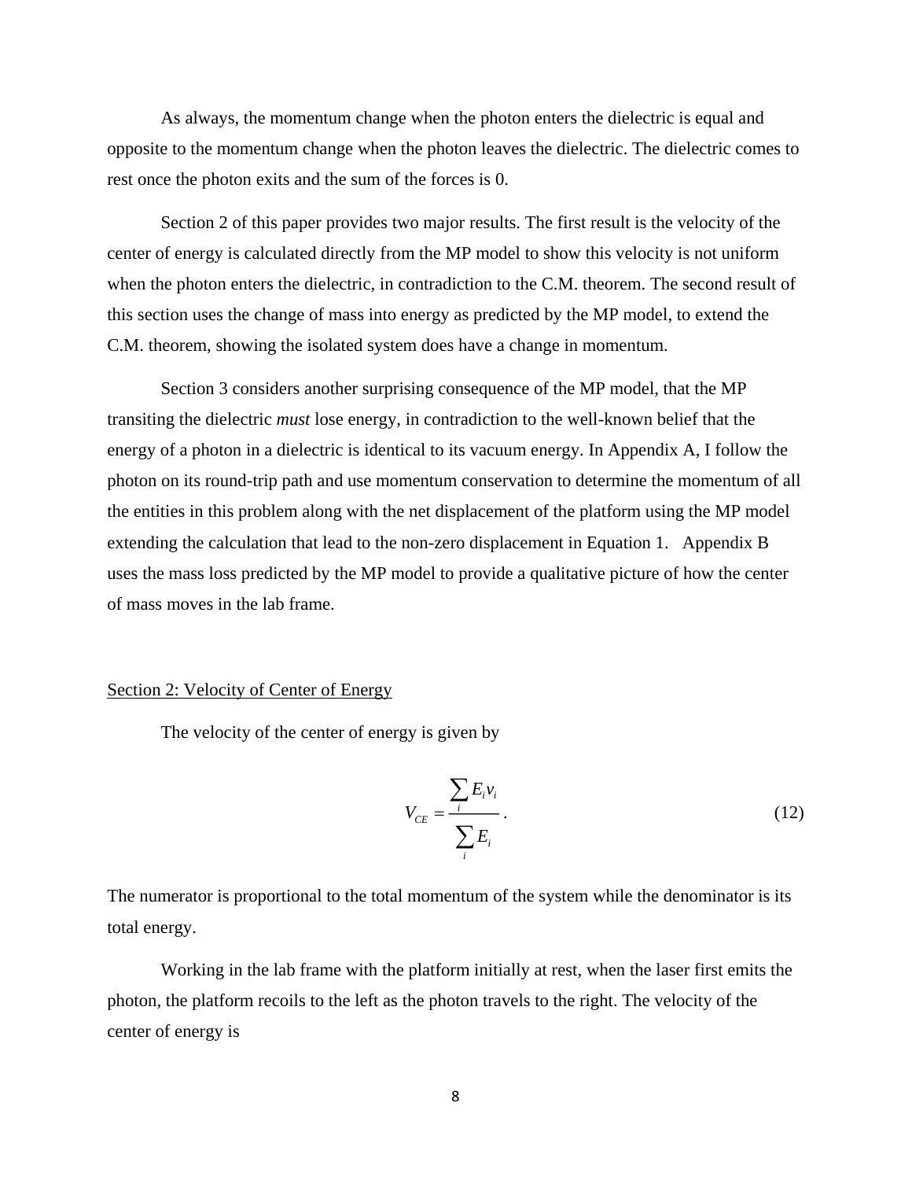As always, the momentum change when the photon enters the dielectric is equal and opposite to the momentum change when the photon leaves the dielectric. The dielectric comes to rest once the photon exits and the sum of the forces is 0.

Section 2 of this paper provides two major results. The first result is the velocity of the center of energy is calculated directly from the MP model to show this velocity is not uniform when the photon enters the dielectric, in contradiction to the C.M. theorem. The second result of this section uses the change of mass into energy as predicted by the MP model, to extend the C.M. theorem, showing the isolated system does have a change in momentum.

Section 3 considers another surprising consequence of the MP model, that the MP transiting the dielectric *must* lose energy, in contradiction to the well-known belief that the energy of a photon in a dielectric is identical to its vacuum energy. In Appendix A, I follow the photon on its round-trip path and use momentum conservation to determine the momentum of all the entities in this problem along with the net displacement of the platform using the MP model extending the calculation that lead to the non-zero displacement in Equation 1. Appendix B uses the mass loss predicted by the MP model to provide a qualitative picture of how the center of mass moves in the lab frame.

## Section 2: Velocity of Center of Energy

The velocity of the center of energy is given by

$$V_{CE} = \frac{\sum_i E_i v_i}{\sum_i E_i} . \tag{12}$$

The numerator is proportional to the total momentum of the system while the denominator is its total energy.

Working in the lab frame with the platform initially at rest, when the laser first emits the photon, the platform recoils to the left as the photon travels to the right. The velocity of the center of energy is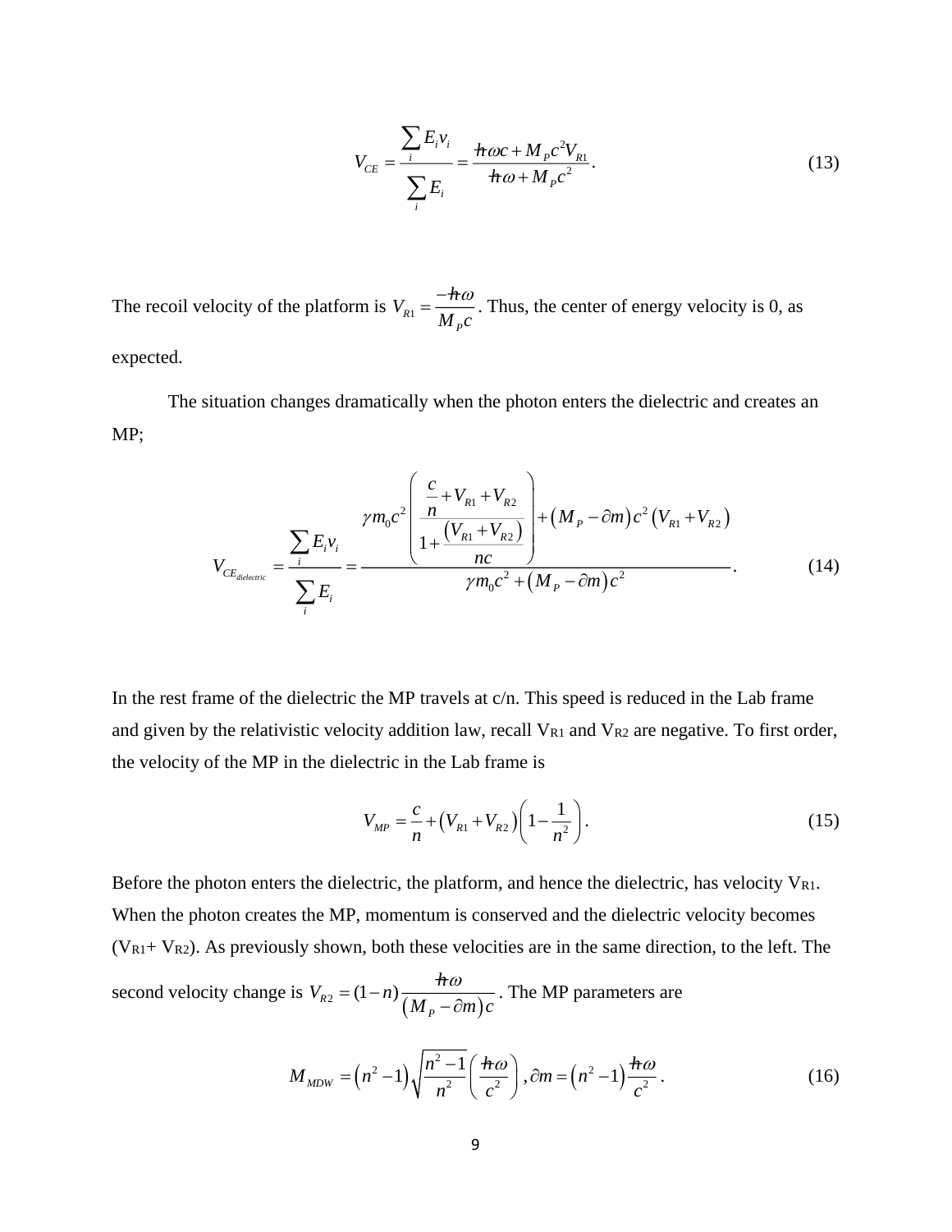$$V_{CE} = \frac{\sum_i E_i v_i}{\sum_i E_i} = \frac{\hbar\omega c + M_P c^2 V_{R1}}{\hbar\omega + M_P c^2}. \tag{13}$$

The recoil velocity of the platform is $V_{R1} = \frac{-\hbar\omega}{M_P c}$. Thus, the center of energy velocity is 0, as expected.

The situation changes dramatically when the photon enters the dielectric and creates an MP;

$$V_{CE_{dielectric}} = \frac{\sum_i E_i v_i}{\sum_i E_i} = \frac{\gamma m_0 c^2 \left( \dfrac{\frac{c}{n} + V_{R1} + V_{R2}}{1 + \frac{(V_{R1} + V_{R2})}{nc}} \right) + (M_P - \partial m) c^2 (V_{R1} + V_{R2})}{\gamma m_0 c^2 + (M_P - \partial m) c^2}. \tag{14}$$

In the rest frame of the dielectric the MP travels at c/n. This speed is reduced in the Lab frame and given by the relativistic velocity addition law, recall $V_{R1}$ and $V_{R2}$ are negative. To first order, the velocity of the MP in the dielectric in the Lab frame is

$$V_{MP} = \frac{c}{n} + (V_{R1} + V_{R2})\left(1 - \frac{1}{n^2}\right). \tag{15}$$

Before the photon enters the dielectric, the platform, and hence the dielectric, has velocity $V_{R1}$. When the photon creates the MP, momentum is conserved and the dielectric velocity becomes ($V_{R1}$+ $V_{R2}$). As previously shown, both these velocities are in the same direction, to the left. The second velocity change is $V_{R2} = (1-n)\frac{\hbar\omega}{(M_P - \partial m)c}$. The MP parameters are

$$M_{MDW} = (n^2 - 1)\sqrt{\frac{n^2 - 1}{n^2}}\left(\frac{\hbar\omega}{c^2}\right), \partial m = (n^2 - 1)\frac{\hbar\omega}{c^2}. \tag{16}$$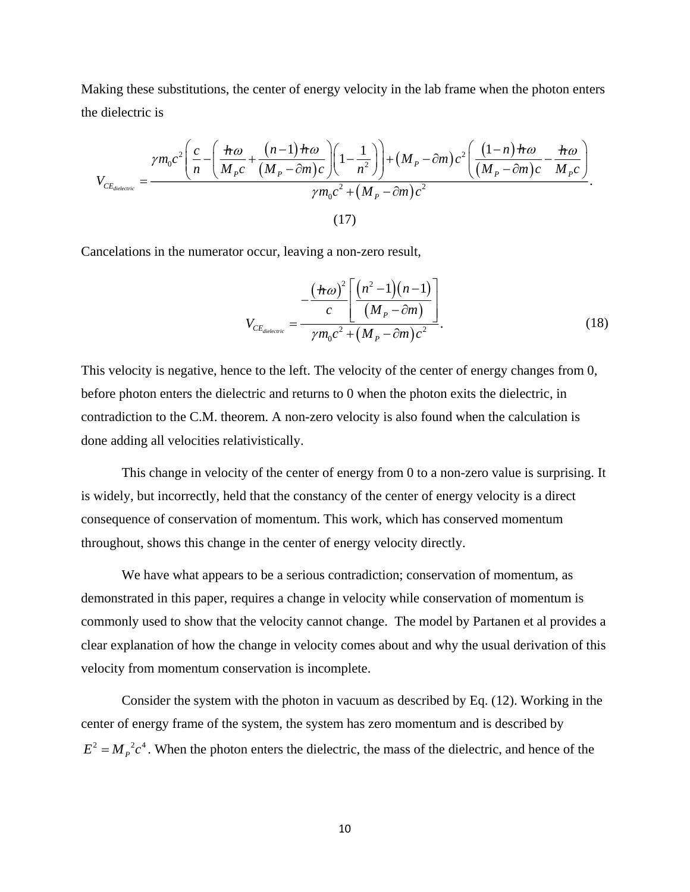Making these substitutions, the center of energy velocity in the lab frame when the photon enters the dielectric is

$$V_{CE_{dielectric}} = \frac{\gamma m_0 c^2 \left( \frac{c}{n} - \left( \frac{\hbar\omega}{M_P c} + \frac{(n-1)\hbar\omega}{(M_P - \partial m)c} \right)\left(1 - \frac{1}{n^2}\right) \right) + (M_P - \partial m)c^2 \left( \frac{(1-n)\hbar\omega}{(M_P - \partial m)c} - \frac{\hbar\omega}{M_P c} \right)}{\gamma m_0 c^2 + (M_P - \partial m)c^2}. \tag{17}$$

Cancelations in the numerator occur, leaving a non-zero result,

$$V_{CE_{dielectric}} = \frac{-\frac{(\hbar\omega)^2}{c}\left[ \frac{(n^2-1)(n-1)}{(M_P - \partial m)} \right]}{\gamma m_0 c^2 + (M_P - \partial m)c^2}. \tag{18}$$

This velocity is negative, hence to the left. The velocity of the center of energy changes from 0, before photon enters the dielectric and returns to 0 when the photon exits the dielectric, in contradiction to the C.M. theorem. A non-zero velocity is also found when the calculation is done adding all velocities relativistically.

This change in velocity of the center of energy from 0 to a non-zero value is surprising. It is widely, but incorrectly, held that the constancy of the center of energy velocity is a direct consequence of conservation of momentum. This work, which has conserved momentum throughout, shows this change in the center of energy velocity directly.

We have what appears to be a serious contradiction; conservation of momentum, as demonstrated in this paper, requires a change in velocity while conservation of momentum is commonly used to show that the velocity cannot change. The model by Partanen et al provides a clear explanation of how the change in velocity comes about and why the usual derivation of this velocity from momentum conservation is incomplete.

Consider the system with the photon in vacuum as described by Eq. (12). Working in the center of energy frame of the system, the system has zero momentum and is described by $E^2 = M_P{}^2 c^4$. When the photon enters the dielectric, the mass of the dielectric, and hence of the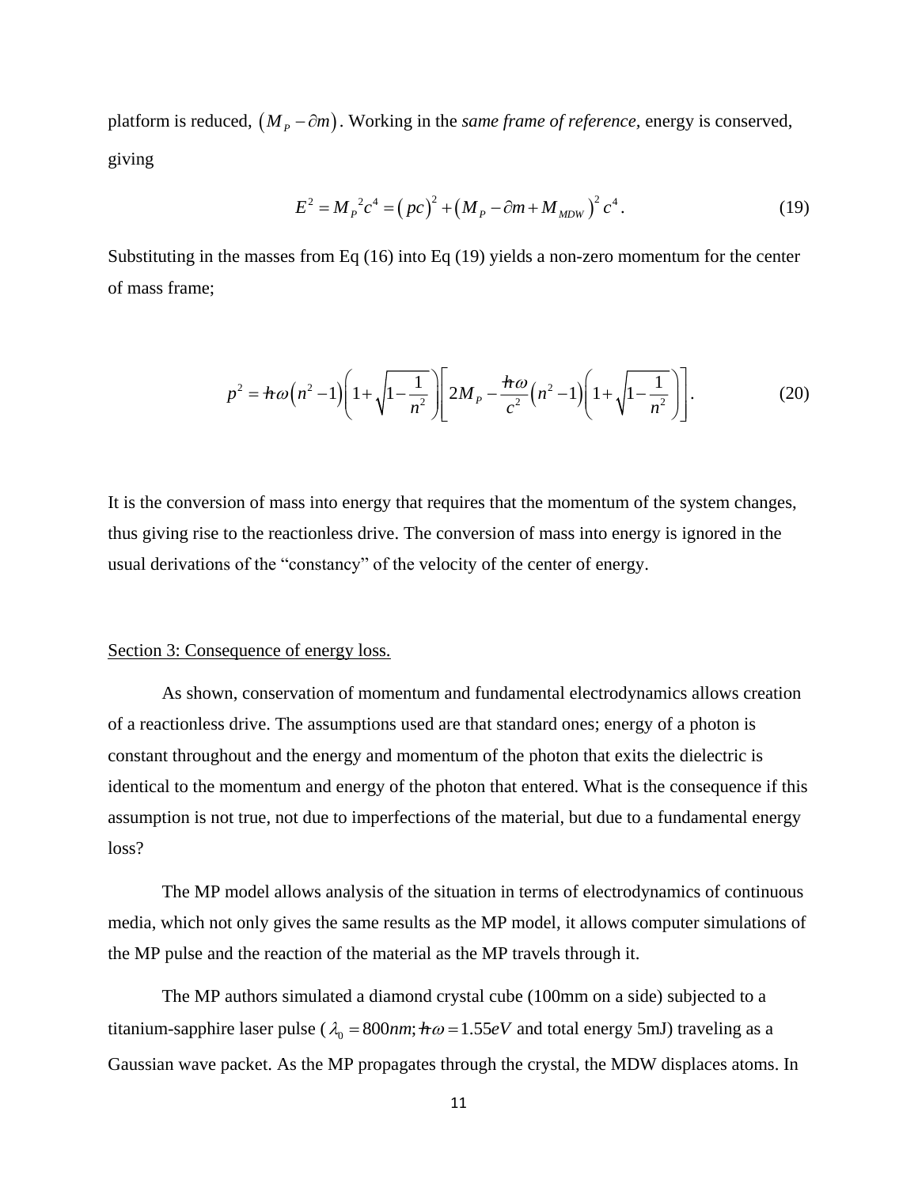platform is reduced, $\left(M_P - \partial m\right)$. Working in the *same frame of reference*, energy is conserved, giving

$$E^2 = {M_P}^2 c^4 = \left(pc\right)^2 + \left(M_P - \partial m + M_{MDW}\right)^2 c^4 . \tag{19}$$

Substituting in the masses from Eq (16) into Eq (19) yields a non-zero momentum for the center of mass frame;

$$p^2 = \hbar\omega\left(n^2 - 1\right)\left(1 + \sqrt{1 - \frac{1}{n^2}}\right)\left[2M_P - \frac{\hbar\omega}{c^2}\left(n^2 - 1\right)\left(1 + \sqrt{1 - \frac{1}{n^2}}\right)\right]. \tag{20}$$

It is the conversion of mass into energy that requires that the momentum of the system changes, thus giving rise to the reactionless drive. The conversion of mass into energy is ignored in the usual derivations of the "constancy" of the velocity of the center of energy.

## Section 3: Consequence of energy loss.

As shown, conservation of momentum and fundamental electrodynamics allows creation of a reactionless drive. The assumptions used are that standard ones; energy of a photon is constant throughout and the energy and momentum of the photon that exits the dielectric is identical to the momentum and energy of the photon that entered. What is the consequence if this assumption is not true, not due to imperfections of the material, but due to a fundamental energy loss?

The MP model allows analysis of the situation in terms of electrodynamics of continuous media, which not only gives the same results as the MP model, it allows computer simulations of the MP pulse and the reaction of the material as the MP travels through it.

The MP authors simulated a diamond crystal cube (100mm on a side) subjected to a titanium-sapphire laser pulse ($\lambda_0 = 800nm; \hbar\omega = 1.55eV$ and total energy 5mJ) traveling as a Gaussian wave packet. As the MP propagates through the crystal, the MDW displaces atoms. In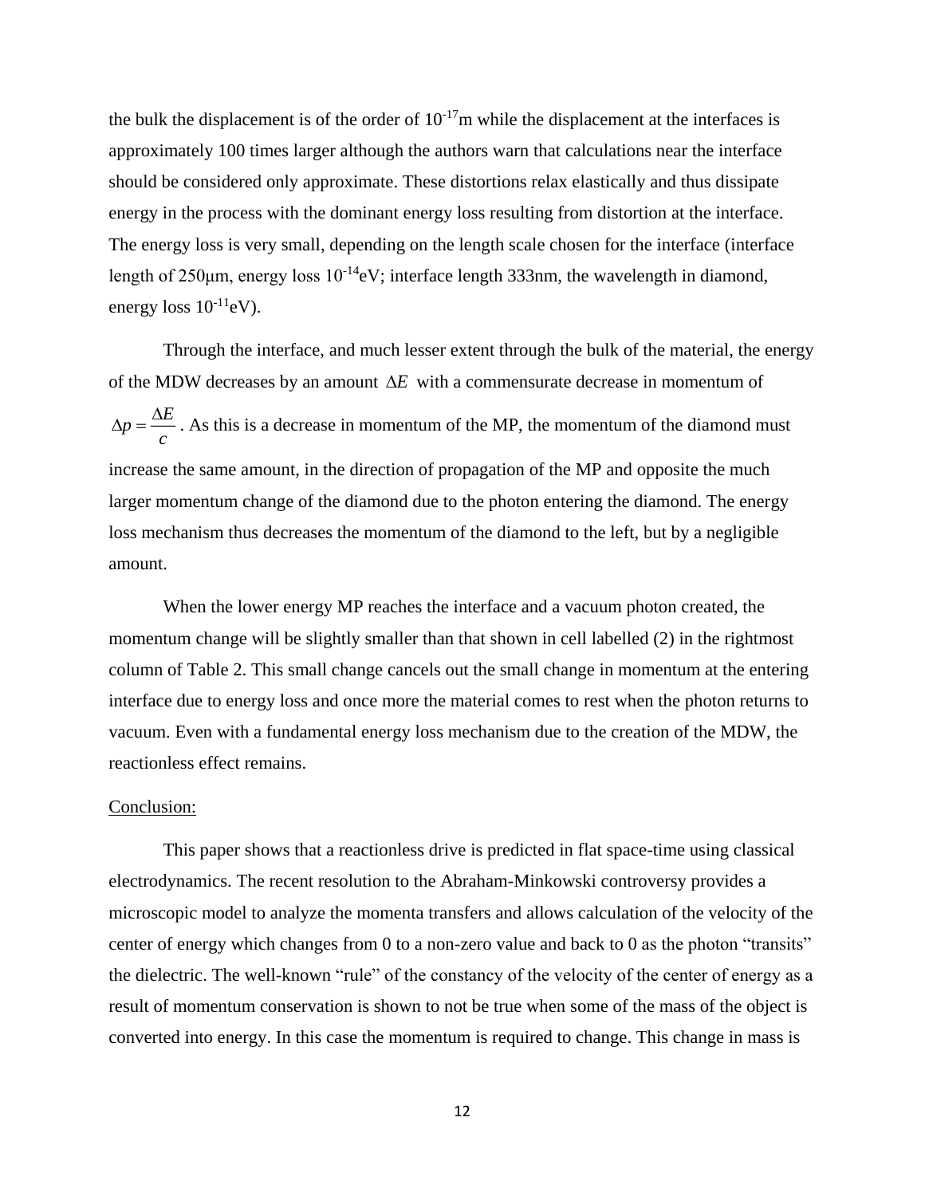the bulk the displacement is of the order of $10^{-17}$m while the displacement at the interfaces is approximately 100 times larger although the authors warn that calculations near the interface should be considered only approximate. These distortions relax elastically and thus dissipate energy in the process with the dominant energy loss resulting from distortion at the interface. The energy loss is very small, depending on the length scale chosen for the interface (interface length of 250μm, energy loss $10^{-14}$eV; interface length 333nm, the wavelength in diamond, energy loss $10^{-11}$eV).

Through the interface, and much lesser extent through the bulk of the material, the energy of the MDW decreases by an amount $\Delta E$ with a commensurate decrease in momentum of $\Delta p = \frac{\Delta E}{c}$. As this is a decrease in momentum of the MP, the momentum of the diamond must increase the same amount, in the direction of propagation of the MP and opposite the much larger momentum change of the diamond due to the photon entering the diamond. The energy loss mechanism thus decreases the momentum of the diamond to the left, but by a negligible amount.

When the lower energy MP reaches the interface and a vacuum photon created, the momentum change will be slightly smaller than that shown in cell labelled (2) in the rightmost column of Table 2. This small change cancels out the small change in momentum at the entering interface due to energy loss and once more the material comes to rest when the photon returns to vacuum. Even with a fundamental energy loss mechanism due to the creation of the MDW, the reactionless effect remains.

## Conclusion:

This paper shows that a reactionless drive is predicted in flat space-time using classical electrodynamics. The recent resolution to the Abraham-Minkowski controversy provides a microscopic model to analyze the momenta transfers and allows calculation of the velocity of the center of energy which changes from 0 to a non-zero value and back to 0 as the photon "transits" the dielectric. The well-known "rule" of the constancy of the velocity of the center of energy as a result of momentum conservation is shown to not be true when some of the mass of the object is converted into energy. In this case the momentum is required to change. This change in mass is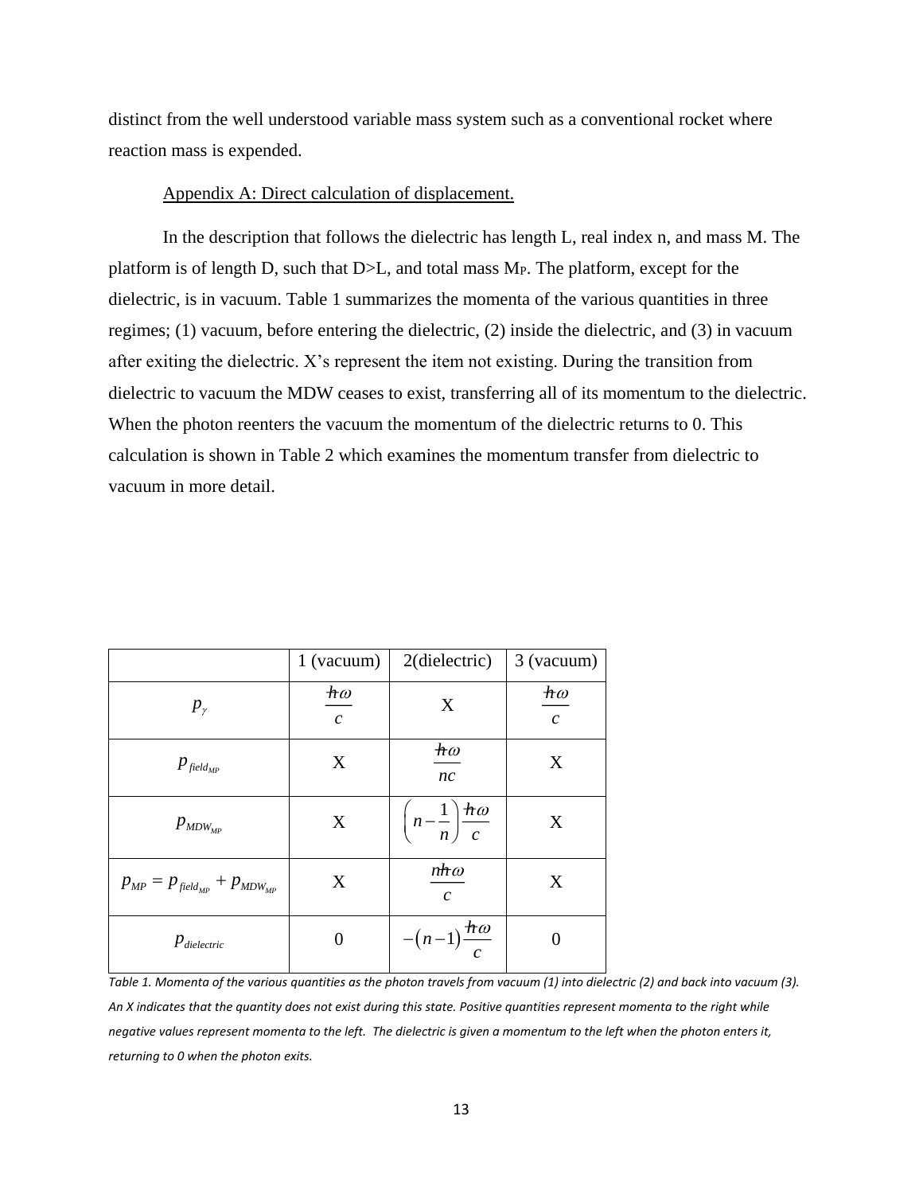distinct from the well understood variable mass system such as a conventional rocket where reaction mass is expended.

## Appendix A: Direct calculation of displacement.

In the description that follows the dielectric has length L, real index n, and mass M. The platform is of length D, such that D>L, and total mass $M_P$. The platform, except for the dielectric, is in vacuum. Table 1 summarizes the momenta of the various quantities in three regimes; (1) vacuum, before entering the dielectric, (2) inside the dielectric, and (3) in vacuum after exiting the dielectric. X's represent the item not existing. During the transition from dielectric to vacuum the MDW ceases to exist, transferring all of its momentum to the dielectric. When the photon reenters the vacuum the momentum of the dielectric returns to 0. This calculation is shown in Table 2 which examines the momentum transfer from dielectric to vacuum in more detail.

| | 1 (vacuum) | 2(dielectric) | 3 (vacuum) |
|---|---|---|---|
| $p_\gamma$ | $\frac{\hbar\omega}{c}$ | X | $\frac{\hbar\omega}{c}$ |
| $p_{field_{MP}}$ | X | $\frac{\hbar\omega}{nc}$ | X |
| $p_{MDW_{MP}}$ | X | $\left(n-\frac{1}{n}\right)\frac{\hbar\omega}{c}$ | X |
| $p_{MP} = p_{field_{MP}} + p_{MDW_{MP}}$ | X | $\frac{n\hbar\omega}{c}$ | X |
| $p_{dielectric}$ | 0 | $-(n-1)\frac{\hbar\omega}{c}$ | 0 |

*Table 1. Momenta of the various quantities as the photon travels from vacuum (1) into dielectric (2) and back into vacuum (3). An X indicates that the quantity does not exist during this state. Positive quantities represent momenta to the right while negative values represent momenta to the left. The dielectric is given a momentum to the left when the photon enters it, returning to 0 when the photon exits.*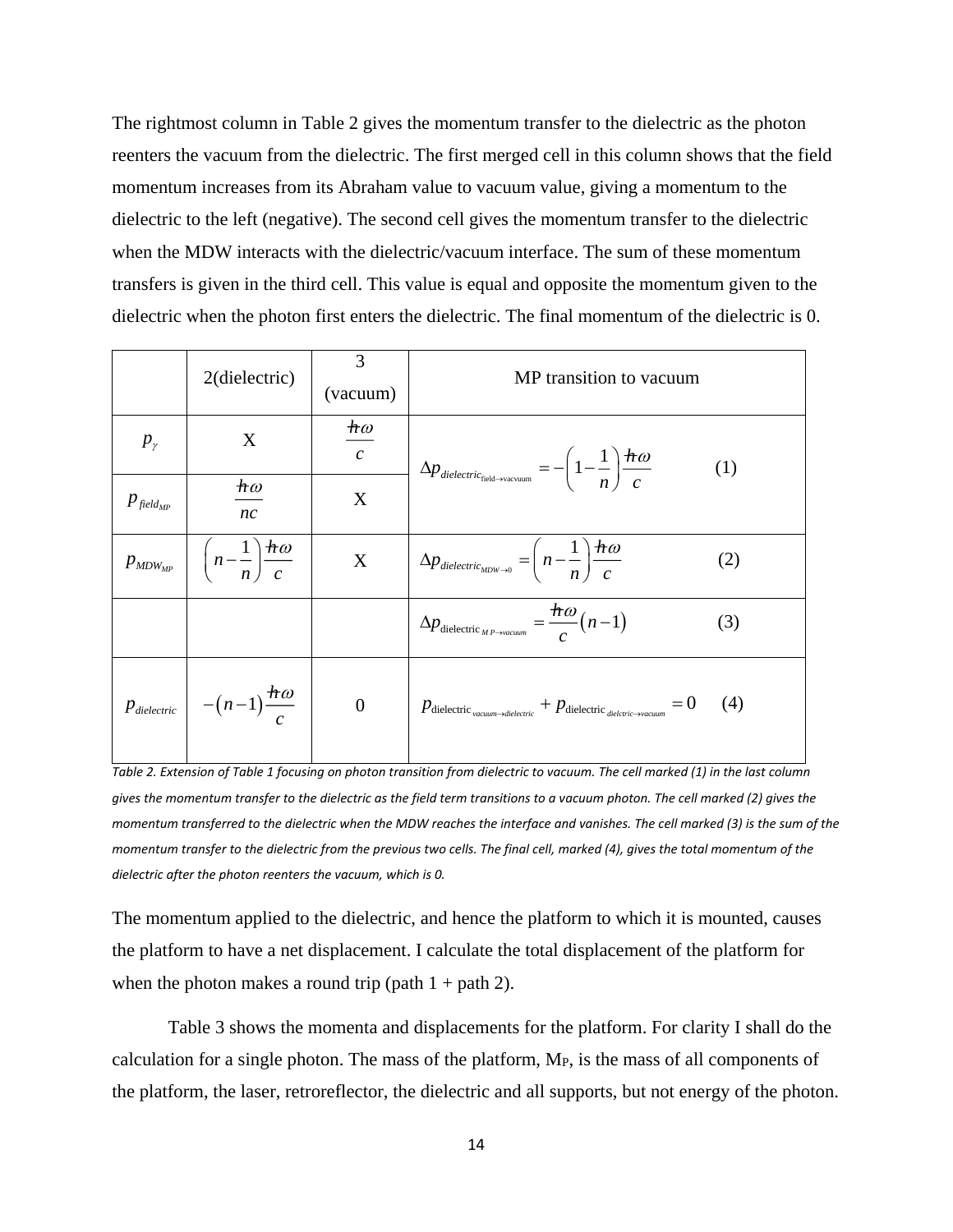The rightmost column in Table 2 gives the momentum transfer to the dielectric as the photon reenters the vacuum from the dielectric. The first merged cell in this column shows that the field momentum increases from its Abraham value to vacuum value, giving a momentum to the dielectric to the left (negative). The second cell gives the momentum transfer to the dielectric when the MDW interacts with the dielectric/vacuum interface. The sum of these momentum transfers is given in the third cell. This value is equal and opposite the momentum given to the dielectric when the photon first enters the dielectric. The final momentum of the dielectric is 0.

| | 2(dielectric) | 3 (vacuum) | MP transition to vacuum |
|---|---|---|---|
| $p_\gamma$ | X | $\frac{\hbar\omega}{c}$ | $\Delta p_{dielectric_{\text{field}\to\text{vacvuum}}} = -\left(1-\frac{1}{n}\right)\frac{\hbar\omega}{c}$ (1) |
| $p_{field_{MP}}$ | $\frac{\hbar\omega}{nc}$ | X | |
| $p_{MDW_{MP}}$ | $\left(n-\frac{1}{n}\right)\frac{\hbar\omega}{c}$ | X | $\Delta p_{dielectric_{MDW\to 0}} = \left(n-\frac{1}{n}\right)\frac{\hbar\omega}{c}$ (2) |
| | | | $\Delta p_{\text{dielectric}_{MP\to vacuum}} = \frac{\hbar\omega}{c}(n-1)$ (3) |
| $p_{dielectric}$ | $-(n-1)\frac{\hbar\omega}{c}$ | 0 | $p_{\text{dielectric}_{vacuum\to dielectric}} + p_{\text{dielectric}_{dielctric\to vacuum}} = 0$ (4) |

*Table 2. Extension of Table 1 focusing on photon transition from dielectric to vacuum. The cell marked (1) in the last column gives the momentum transfer to the dielectric as the field term transitions to a vacuum photon. The cell marked (2) gives the momentum transferred to the dielectric when the MDW reaches the interface and vanishes. The cell marked (3) is the sum of the momentum transfer to the dielectric from the previous two cells. The final cell, marked (4), gives the total momentum of the dielectric after the photon reenters the vacuum, which is 0.*

The momentum applied to the dielectric, and hence the platform to which it is mounted, causes the platform to have a net displacement. I calculate the total displacement of the platform for when the photon makes a round trip (path 1 + path 2).

Table 3 shows the momenta and displacements for the platform. For clarity I shall do the calculation for a single photon. The mass of the platform, $M_P$, is the mass of all components of the platform, the laser, retroreflector, the dielectric and all supports, but not energy of the photon.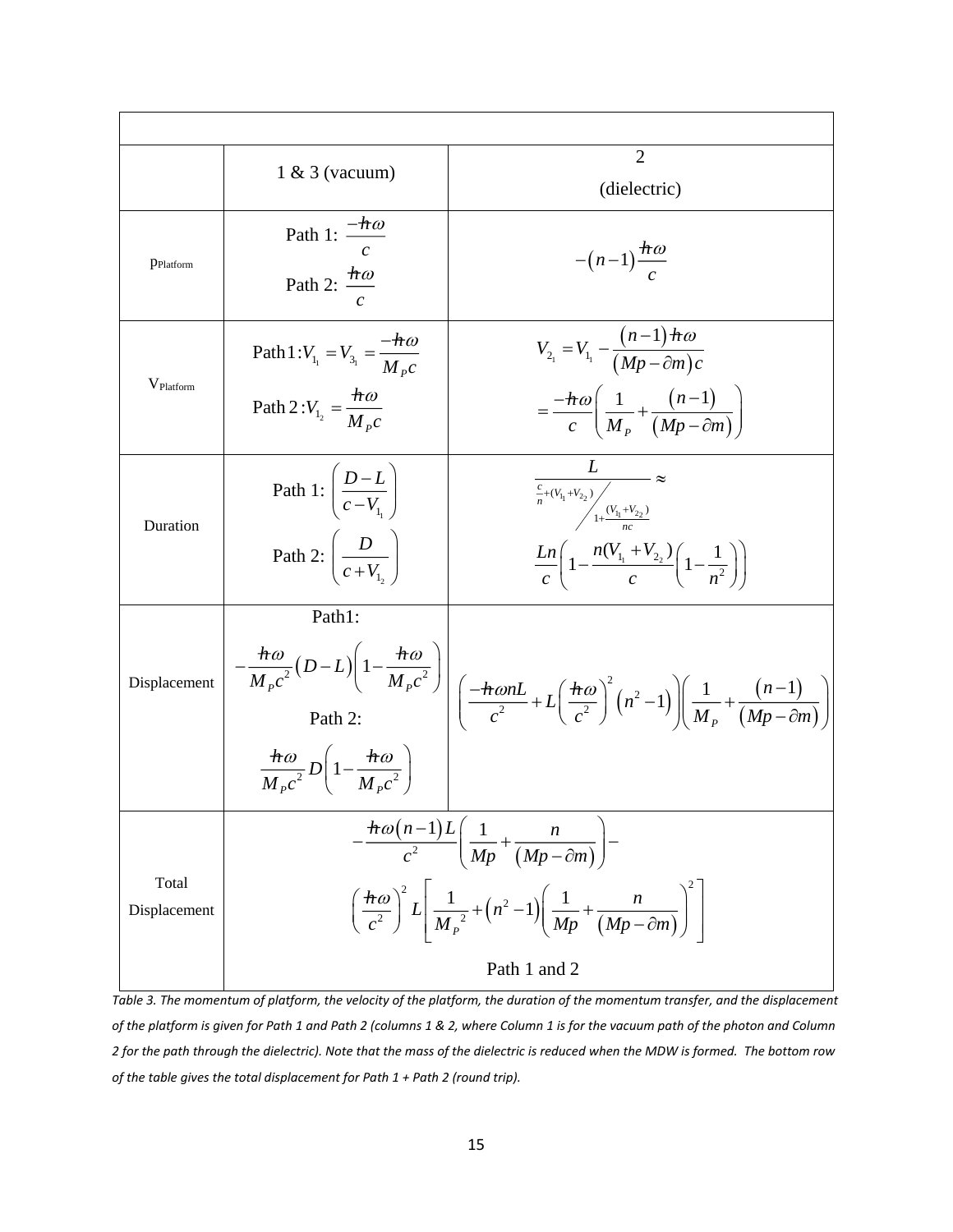| | 1 & 3 (vacuum) | 2 (dielectric) |
|---|---|---|
| $p_{Platform}$ | Path 1: $\frac{-\hbar\omega}{c}$ Path 2: $\frac{\hbar\omega}{c}$ | $-(n-1)\frac{\hbar\omega}{c}$ |
| $V_{Platform}$ | $\text{Path 1}: V_{1_1} = V_{3_1} = \frac{-\hbar\omega}{M_P c}$ $\text{Path 2}: V_{1_2} = \frac{\hbar\omega}{M_P c}$ | $V_{2_1} = V_{1_1} - \frac{(n-1)\hbar\omega}{(Mp - \partial m)c} = \frac{-\hbar\omega}{c}\left(\frac{1}{M_P} + \frac{(n-1)}{(Mp - \partial m)}\right)$ |
| Duration | Path 1: $\left(\frac{D-L}{c - V_{1_1}}\right)$ Path 2: $\left(\frac{D}{c + V_{1_2}}\right)$ | $\frac{L}{\frac{c}{n} + (V_{1_1} + V_{2_2}) \Big/ 1 + \frac{(V_{1_1} + V_{2_2})}{nc}} \approx \frac{Ln}{c}\left(1 - \frac{n(V_{1_1} + V_{2_2})}{c}\left(1 - \frac{1}{n^2}\right)\right)$ |
| Displacement | Path1: $-\frac{\hbar\omega}{M_P c^2}(D-L)\left(1 - \frac{\hbar\omega}{M_P c^2}\right)$ Path 2: $\frac{\hbar\omega}{M_P c^2} D\left(1 - \frac{\hbar\omega}{M_P c^2}\right)$ | $\left(\frac{-\hbar\omega n L}{c^2} + L\left(\frac{\hbar\omega}{c^2}\right)^2 (n^2 - 1)\right)\left(\frac{1}{M_P} + \frac{(n-1)}{(Mp - \partial m)}\right)$ |
| Total Displacement | $-\frac{\hbar\omega(n-1)L}{c^2}\left(\frac{1}{Mp} + \frac{n}{(Mp - \partial m)}\right) - \left(\frac{\hbar\omega}{c^2}\right)^2 L\left[\frac{1}{{M_P}^2} + (n^2 - 1)\left(\frac{1}{Mp} + \frac{n}{(Mp - \partial m)}\right)^2\right]$ Path 1 and 2 | |

*Table 3. The momentum of platform, the velocity of the platform, the duration of the momentum transfer, and the displacement of the platform is given for Path 1 and Path 2 (columns 1 & 2, where Column 1 is for the vacuum path of the photon and Column 2 for the path through the dielectric). Note that the mass of the dielectric is reduced when the MDW is formed. The bottom row of the table gives the total displacement for Path 1 + Path 2 (round trip).*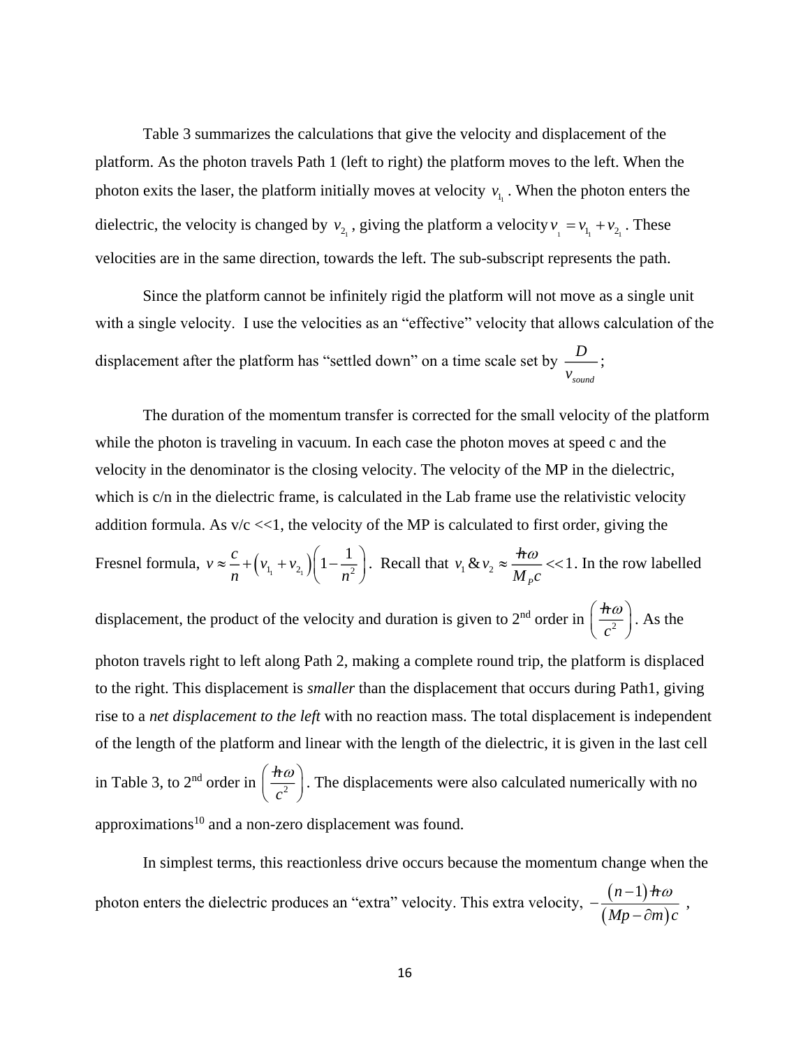Table 3 summarizes the calculations that give the velocity and displacement of the platform. As the photon travels Path 1 (left to right) the platform moves to the left. When the photon exits the laser, the platform initially moves at velocity $v_{1_1}$. When the photon enters the dielectric, the velocity is changed by $v_{2_1}$, giving the platform a velocity $v_1 = v_{1_1} + v_{2_1}$. These velocities are in the same direction, towards the left. The sub-subscript represents the path.

Since the platform cannot be infinitely rigid the platform will not move as a single unit with a single velocity. I use the velocities as an "effective" velocity that allows calculation of the displacement after the platform has "settled down" on a time scale set by $\frac{D}{v_{sound}}$;

The duration of the momentum transfer is corrected for the small velocity of the platform while the photon is traveling in vacuum. In each case the photon moves at speed c and the velocity in the denominator is the closing velocity. The velocity of the MP in the dielectric, which is c/n in the dielectric frame, is calculated in the Lab frame use the relativistic velocity addition formula. As v/c <<1, the velocity of the MP is calculated to first order, giving the Fresnel formula, $v \approx \frac{c}{n} + \left(v_{1_1} + v_{2_1}\right)\left(1 - \frac{1}{n^2}\right)$. Recall that $v_1 \,\&\, v_2 \approx \frac{\hbar\omega}{M_P c} << 1$. In the row labelled displacement, the product of the velocity and duration is given to 2nd order in $\left(\frac{\hbar\omega}{c^2}\right)$. As the photon travels right to left along Path 2, making a complete round trip, the platform is displaced to the right. This displacement is *smaller* than the displacement that occurs during Path1, giving rise to a *net displacement to the left* with no reaction mass. The total displacement is independent of the length of the platform and linear with the length of the dielectric, it is given in the last cell in Table 3, to 2nd order in $\left(\frac{\hbar\omega}{c^2}\right)$. The displacements were also calculated numerically with no approximations[10] and a non-zero displacement was found.

In simplest terms, this reactionless drive occurs because the momentum change when the photon enters the dielectric produces an "extra" velocity. This extra velocity, $-\frac{(n-1)\hbar\omega}{(Mp - \partial m)c}$,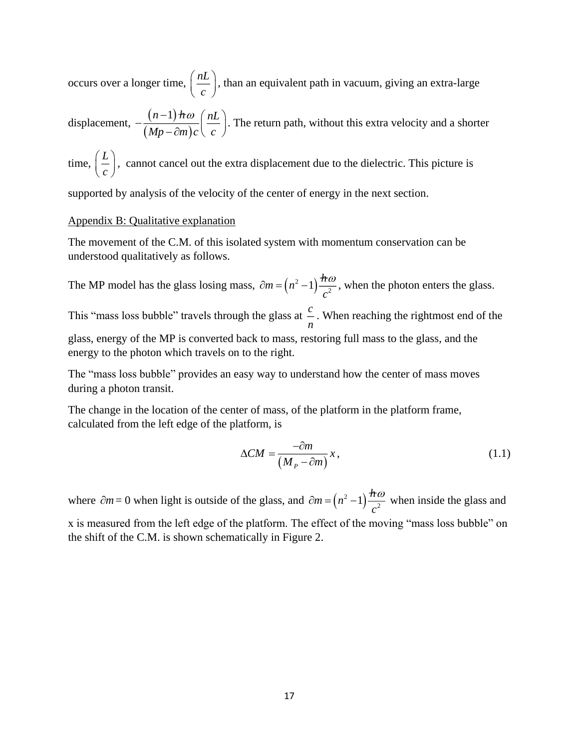occurs over a longer time, $\left(\frac{nL}{c}\right)$, than an equivalent path in vacuum, giving an extra-large displacement, $-\frac{(n-1)\hbar\omega}{(Mp-\partial m)c}\left(\frac{nL}{c}\right)$. The return path, without this extra velocity and a shorter time, $\left(\frac{L}{c}\right)$, cannot cancel out the extra displacement due to the dielectric. This picture is supported by analysis of the velocity of the center of energy in the next section.

## Appendix B: Qualitative explanation

The movement of the C.M. of this isolated system with momentum conservation can be understood qualitatively as follows.

The MP model has the glass losing mass, $\partial m = \left(n^2 - 1\right)\frac{\hbar\omega}{c^2}$, when the photon enters the glass. This "mass loss bubble" travels through the glass at $\frac{c}{n}$. When reaching the rightmost end of the glass, energy of the MP is converted back to mass, restoring full mass to the glass, and the energy to the photon which travels on to the right.

The "mass loss bubble" provides an easy way to understand how the center of mass moves during a photon transit.

The change in the location of the center of mass, of the platform in the platform frame, calculated from the left edge of the platform, is

$$\Delta CM = \frac{-\partial m}{\left(M_P - \partial m\right)} x , \tag{1.1}$$

where $\partial m = 0$ when light is outside of the glass, and $\partial m = \left(n^2 - 1\right)\frac{\hbar\omega}{c^2}$ when inside the glass and x is measured from the left edge of the platform. The effect of the moving "mass loss bubble" on the shift of the C.M. is shown schematically in Figure 2.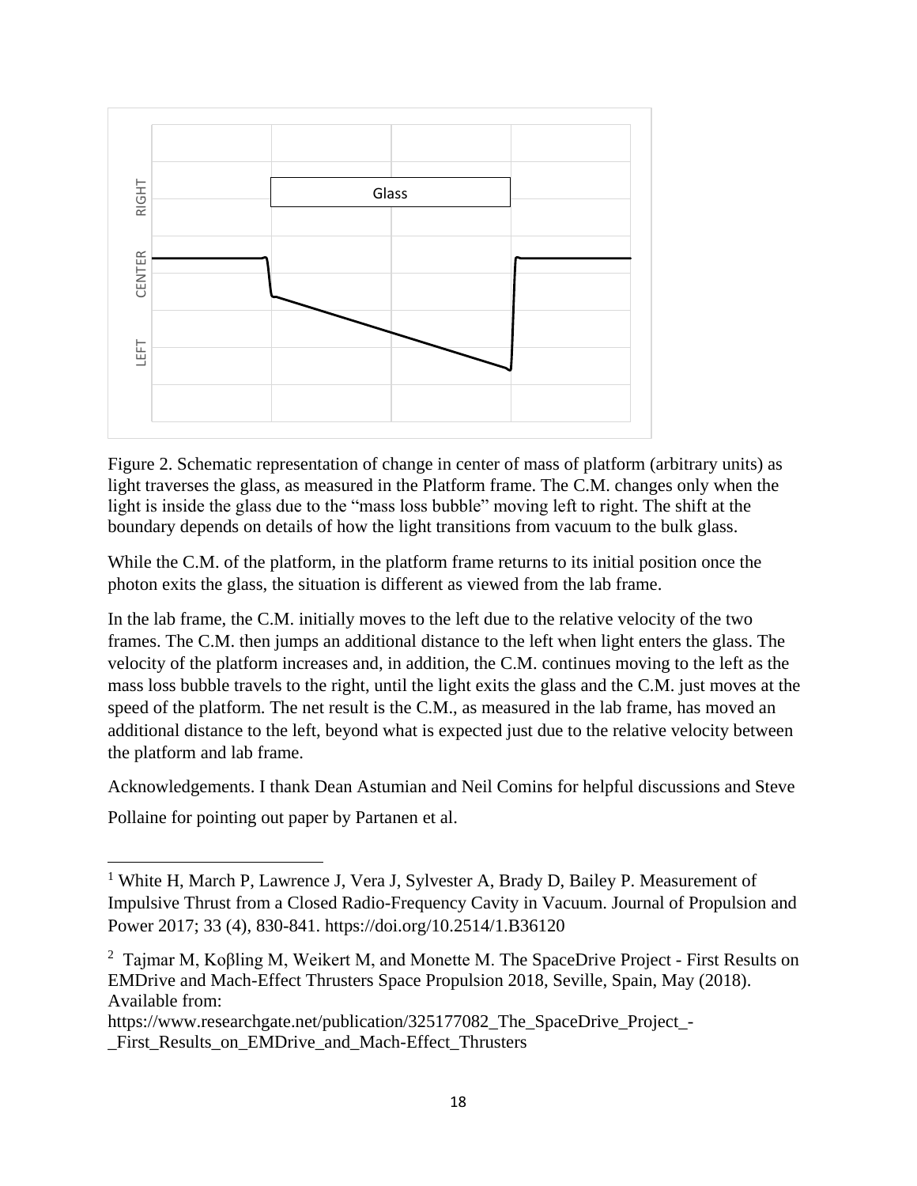Figure 2. Schematic representation of change in center of mass of platform (arbitrary units) as light traverses the glass, as measured in the Platform frame. The C.M. changes only when the light is inside the glass due to the "mass loss bubble" moving left to right. The shift at the boundary depends on details of how the light transitions from vacuum to the bulk glass.

While the C.M. of the platform, in the platform frame returns to its initial position once the photon exits the glass, the situation is different as viewed from the lab frame.

In the lab frame, the C.M. initially moves to the left due to the relative velocity of the two frames. The C.M. then jumps an additional distance to the left when light enters the glass. The velocity of the platform increases and, in addition, the C.M. continues moving to the left as the mass loss bubble travels to the right, until the light exits the glass and the C.M. just moves at the speed of the platform. The net result is the C.M., as measured in the lab frame, has moved an additional distance to the left, beyond what is expected just due to the relative velocity between the platform and lab frame.

Acknowledgements. I thank Dean Astumian and Neil Comins for helpful discussions and Steve Pollaine for pointing out paper by Partanen et al.

---

[1] White H, March P, Lawrence J, Vera J, Sylvester A, Brady D, Bailey P. Measurement of Impulsive Thrust from a Closed Radio-Frequency Cavity in Vacuum. Journal of Propulsion and Power 2017; 33 (4), 830-841. https://doi.org/10.2514/1.B36120

[2] Tajmar M, Koβling M, Weikert M, and Monette M. The SpaceDrive Project - First Results on EMDrive and Mach-Effect Thrusters Space Propulsion 2018, Seville, Spain, May (2018). Available from:
https://www.researchgate.net/publication/325177082_The_SpaceDrive_Project_-_First_Results_on_EMDrive_and_Mach-Effect_Thrusters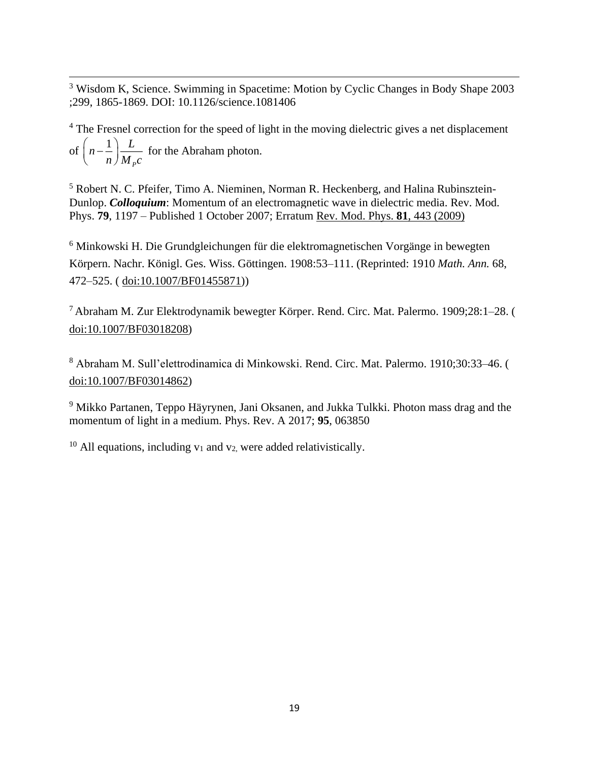[3] Wisdom K, Science. Swimming in Spacetime: Motion by Cyclic Changes in Body Shape 2003 ;299, 1865-1869. DOI: 10.1126/science.1081406

[4] The Fresnel correction for the speed of light in the moving dielectric gives a net displacement of $\left(n-\frac{1}{n}\right)\frac{L}{M_P c}$ for the Abraham photon.

[5] Robert N. C. Pfeifer, Timo A. Nieminen, Norman R. Heckenberg, and Halina Rubinsztein-Dunlop. ***Colloquium***: Momentum of an electromagnetic wave in dielectric media. Rev. Mod. Phys. **79**, 1197 – Published 1 October 2007; Erratum Rev. Mod. Phys. **81**, 443 (2009)

[6] Minkowski H. Die Grundgleichungen für die elektromagnetischen Vorgänge in bewegten Körpern. Nachr. Königl. Ges. Wiss. Göttingen. 1908:53–111. (Reprinted: 1910 *Math. Ann.* 68, 472–525. ( doi:10.1007/BF01455871))

[7] Abraham M. Zur Elektrodynamik bewegter Körper. Rend. Circ. Mat. Palermo. 1909;28:1–28. ( doi:10.1007/BF03018208)

[8] Abraham M. Sull'elettrodinamica di Minkowski. Rend. Circ. Mat. Palermo. 1910;30:33–46. ( doi:10.1007/BF03014862)

[9] Mikko Partanen, Teppo Häyrynen, Jani Oksanen, and Jukka Tulkki. Photon mass drag and the momentum of light in a medium. Phys. Rev. A 2017; **95**, 063850

[10] All equations, including $v_1$ and $v_2$, were added relativistically.